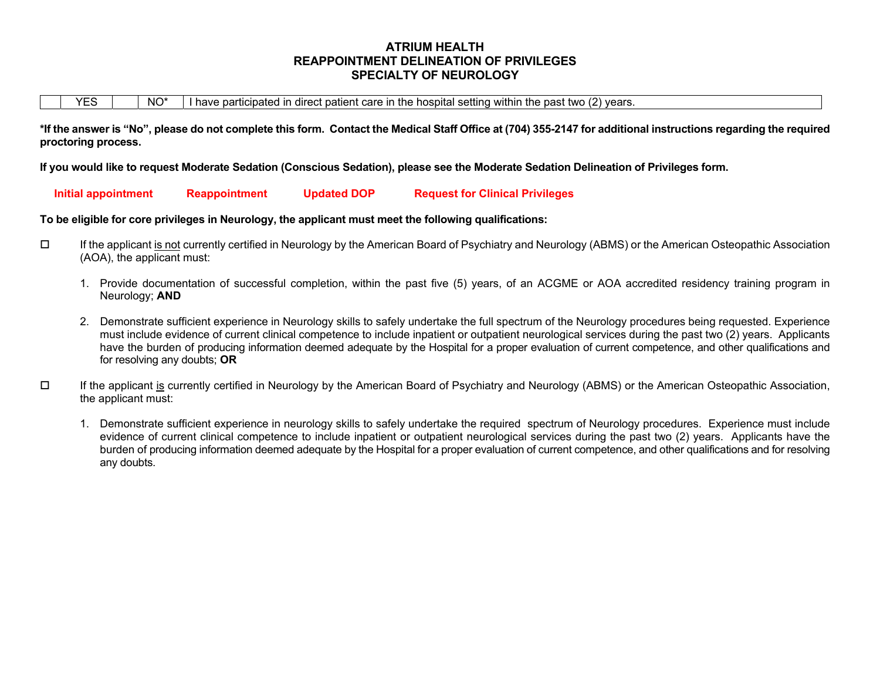# ATRIUM HEALTH
# REAPPOINTMENT DELINEATION OF PRIVILEGES
# SPECIALTY OF NEUROLOGY

| | YES | | NO* | I have participated in direct patient care in the hospital setting within the past two (2) years. |
|---|---|---|---|---|

**\*If the answer is "No", please do not complete this form. Contact the Medical Staff Office at (704) 355-2147 for additional instructions regarding the required proctoring process.**

**If you would like to request Moderate Sedation (Conscious Sedation), please see the Moderate Sedation Delineation of Privileges form.**

**Initial appointment** **Reappointment** **Updated DOP** **Request for Clinical Privileges**

**To be eligible for core privileges in Neurology, the applicant must meet the following qualifications:**

☐ If the applicant is not currently certified in Neurology by the American Board of Psychiatry and Neurology (ABMS) or the American Osteopathic Association (AOA), the applicant must:

1. Provide documentation of successful completion, within the past five (5) years, of an ACGME or AOA accredited residency training program in Neurology; **AND**

2. Demonstrate sufficient experience in Neurology skills to safely undertake the full spectrum of the Neurology procedures being requested. Experience must include evidence of current clinical competence to include inpatient or outpatient neurological services during the past two (2) years. Applicants have the burden of producing information deemed adequate by the Hospital for a proper evaluation of current competence, and other qualifications and for resolving any doubts; **OR**

☐ If the applicant is currently certified in Neurology by the American Board of Psychiatry and Neurology (ABMS) or the American Osteopathic Association, the applicant must:

1. Demonstrate sufficient experience in neurology skills to safely undertake the required spectrum of Neurology procedures. Experience must include evidence of current clinical competence to include inpatient or outpatient neurological services during the past two (2) years. Applicants have the burden of producing information deemed adequate by the Hospital for a proper evaluation of current competence, and other qualifications and for resolving any doubts.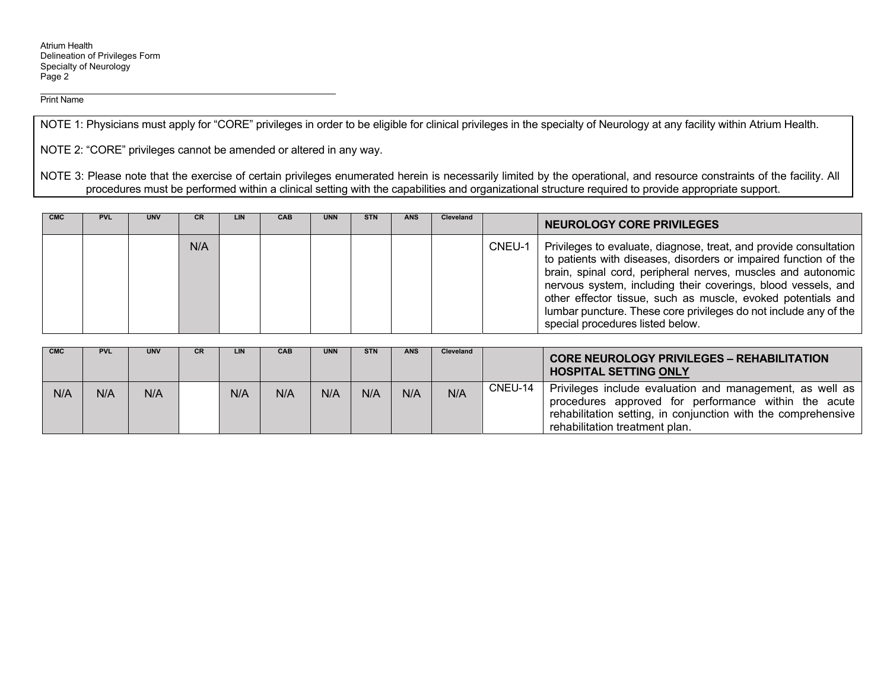Print Name

NOTE 1: Physicians must apply for "CORE" privileges in order to be eligible for clinical privileges in the specialty of Neurology at any facility within Atrium Health.

NOTE 2: "CORE" privileges cannot be amended or altered in any way.

NOTE 3: Please note that the exercise of certain privileges enumerated herein is necessarily limited by the operational, and resource constraints of the facility. All procedures must be performed within a clinical setting with the capabilities and organizational structure required to provide appropriate support.

| CMC | PVL | UNV | CR | LIN | CAB | UNN | STN | ANS | Cleveland | | **NEUROLOGY CORE PRIVILEGES** |
|---|---|---|---|---|---|---|---|---|---|---|---|
| | | | N/A | | | | | | | CNEU-1 | Privileges to evaluate, diagnose, treat, and provide consultation to patients with diseases, disorders or impaired function of the brain, spinal cord, peripheral nerves, muscles and autonomic nervous system, including their coverings, blood vessels, and other effector tissue, such as muscle, evoked potentials and lumbar puncture. These core privileges do not include any of the special procedures listed below. |

| CMC | PVL | UNV | CR | LIN | CAB | UNN | STN | ANS | Cleveland | | **CORE NEUROLOGY PRIVILEGES – REHABILITATION HOSPITAL SETTING ONLY** |
|---|---|---|---|---|---|---|---|---|---|---|---|
| N/A | N/A | N/A | | N/A | N/A | N/A | N/A | N/A | N/A | CNEU-14 | Privileges include evaluation and management, as well as procedures approved for performance within the acute rehabilitation setting, in conjunction with the comprehensive rehabilitation treatment plan. |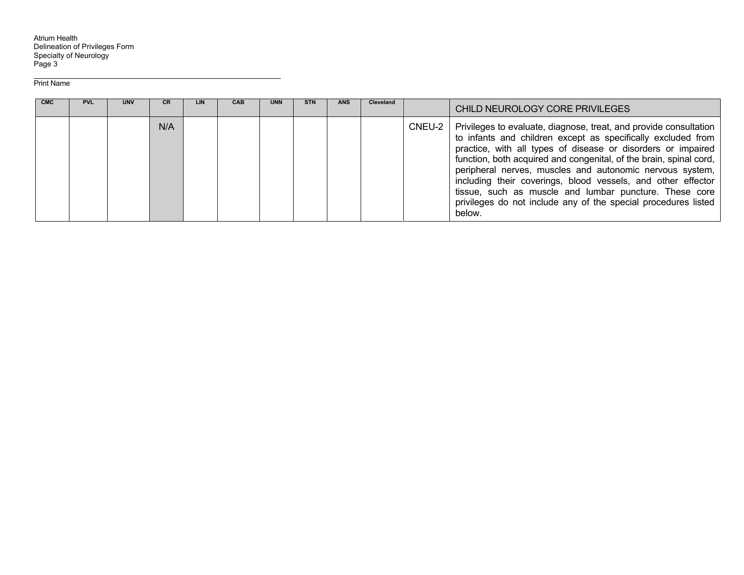Print Name

| CMC | PVL | UNV | CR | LIN | CAB | UNN | STN | ANS | Cleveland | | CHILD NEUROLOGY CORE PRIVILEGES |
|---|---|---|---|---|---|---|---|---|---|---|---|
| | | | N/A | | | | | | | CNEU-2 | Privileges to evaluate, diagnose, treat, and provide consultation to infants and children except as specifically excluded from practice, with all types of disease or disorders or impaired function, both acquired and congenital, of the brain, spinal cord, peripheral nerves, muscles and autonomic nervous system, including their coverings, blood vessels, and other effector tissue, such as muscle and lumbar puncture. These core privileges do not include any of the special procedures listed below. |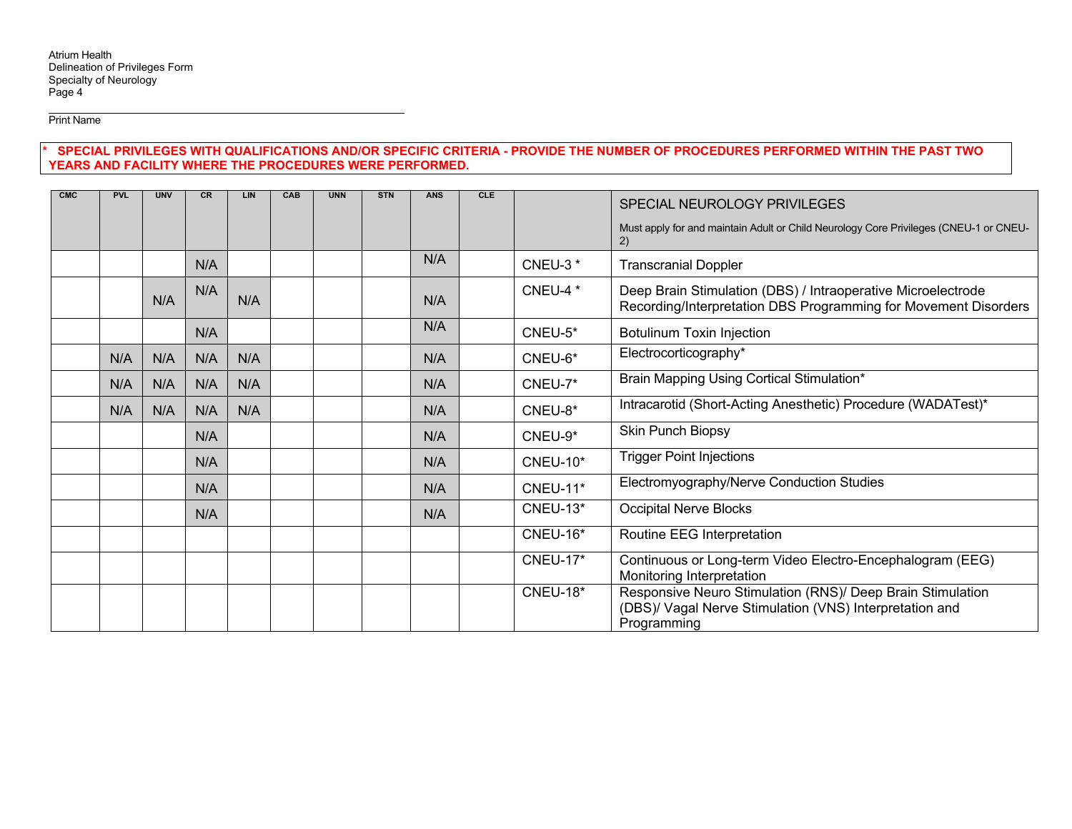Atrium Health
Delineation of Privileges Form
Specialty of Neurology

Print Name

**\* SPECIAL PRIVILEGES WITH QUALIFICATIONS AND/OR SPECIFIC CRITERIA - PROVIDE THE NUMBER OF PROCEDURES PERFORMED WITHIN THE PAST TWO YEARS AND FACILITY WHERE THE PROCEDURES WERE PERFORMED.**

| CMC | PVL | UNV | CR | LIN | CAB | UNN | STN | ANS | CLE | | SPECIAL NEUROLOGY PRIVILEGES<br>Must apply for and maintain Adult or Child Neurology Core Privileges (CNEU-1 or CNEU-2) |
|---|---|---|---|---|---|---|---|---|---|---|---|
| | | | N/A | | | | | N/A | | CNEU-3 * | Transcranial Doppler |
| | | N/A | N/A | N/A | | | | N/A | | CNEU-4 * | Deep Brain Stimulation (DBS) / Intraoperative Microelectrode Recording/Interpretation DBS Programming for Movement Disorders |
| | | | N/A | | | | | N/A | | CNEU-5* | Botulinum Toxin Injection |
| | N/A | N/A | N/A | N/A | | | | N/A | | CNEU-6* | Electrocorticography* |
| | N/A | N/A | N/A | N/A | | | | N/A | | CNEU-7* | Brain Mapping Using Cortical Stimulation* |
| | N/A | N/A | N/A | N/A | | | | N/A | | CNEU-8* | Intracarotid (Short-Acting Anesthetic) Procedure (WADATest)* |
| | | | N/A | | | | | N/A | | CNEU-9* | Skin Punch Biopsy |
| | | | N/A | | | | | N/A | | CNEU-10* | Trigger Point Injections |
| | | | N/A | | | | | N/A | | CNEU-11* | Electromyography/Nerve Conduction Studies |
| | | | N/A | | | | | N/A | | CNEU-13* | Occipital Nerve Blocks |
| | | | | | | | | | | CNEU-16* | Routine EEG Interpretation |
| | | | | | | | | | | CNEU-17* | Continuous or Long-term Video Electro-Encephalogram (EEG) Monitoring Interpretation |
| | | | | | | | | | | CNEU-18* | Responsive Neuro Stimulation (RNS)/ Deep Brain Stimulation (DBS)/ Vagal Nerve Stimulation (VNS) Interpretation and Programming |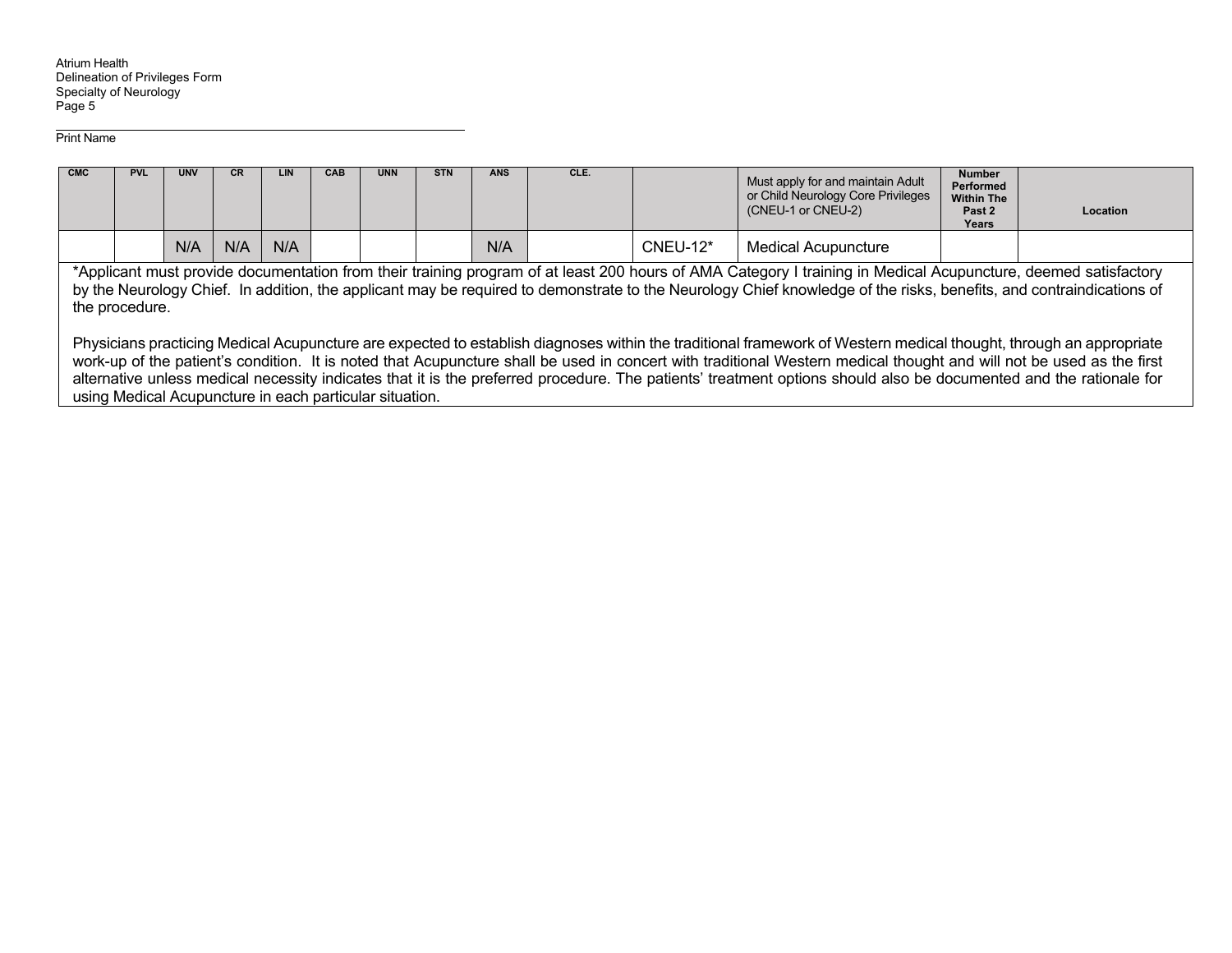Print Name

| CMC | PVL | UNV | CR | LIN | CAB | UNN | STN | ANS | CLE. | | Must apply for and maintain Adult or Child Neurology Core Privileges (CNEU-1 or CNEU-2) | Number Performed Within The Past 2 Years | Location |
|---|---|---|---|---|---|---|---|---|---|---|---|---|---|
| | | N/A | N/A | N/A | | | | N/A | | CNEU-12* | Medical Acupuncture | | |

*Applicant must provide documentation from their training program of at least 200 hours of AMA Category I training in Medical Acupuncture, deemed satisfactory by the Neurology Chief. In addition, the applicant may be required to demonstrate to the Neurology Chief knowledge of the risks, benefits, and contraindications of the procedure.

Physicians practicing Medical Acupuncture are expected to establish diagnoses within the traditional framework of Western medical thought, through an appropriate work-up of the patient's condition. It is noted that Acupuncture shall be used in concert with traditional Western medical thought and will not be used as the first alternative unless medical necessity indicates that it is the preferred procedure. The patients' treatment options should also be documented and the rationale for using Medical Acupuncture in each particular situation.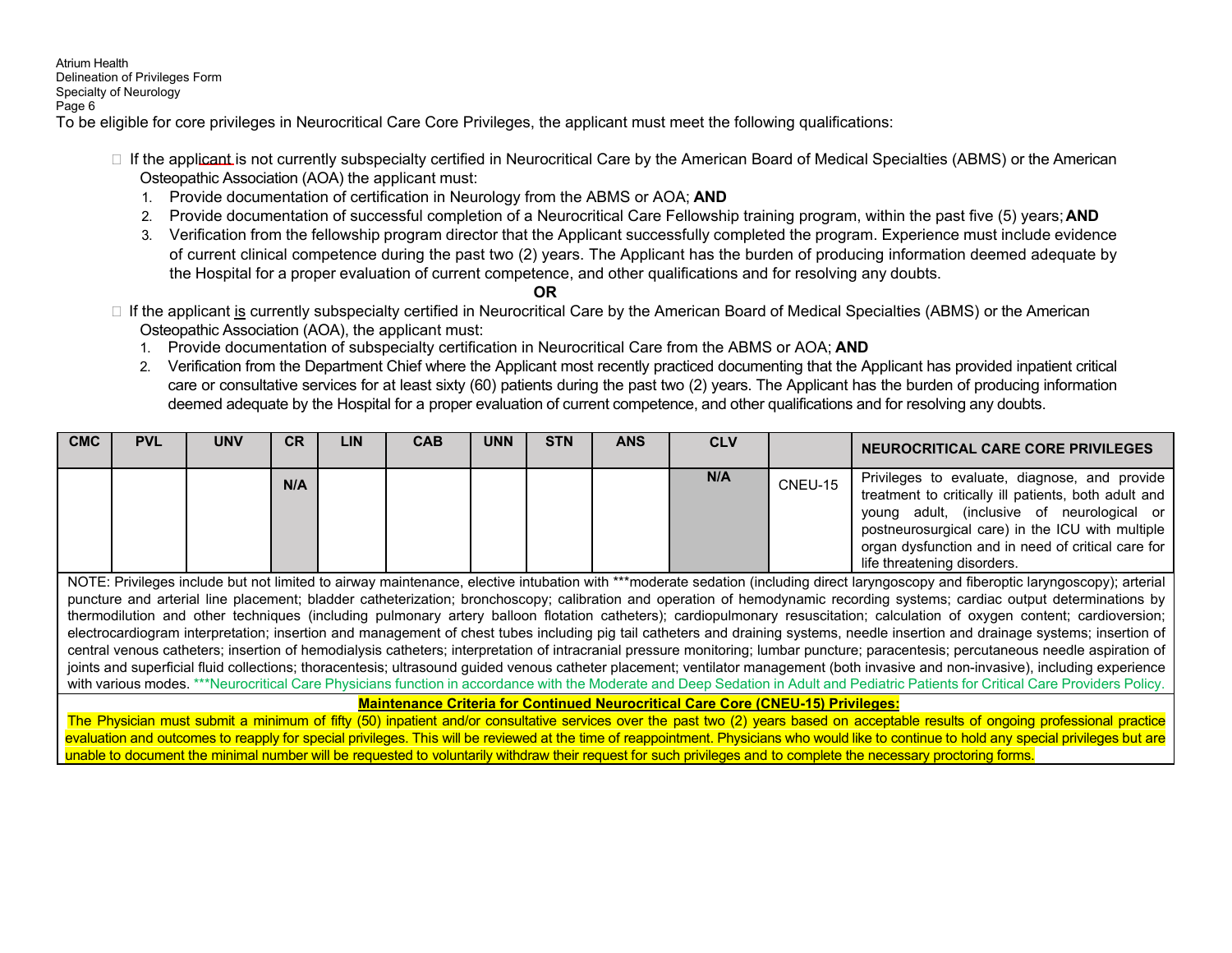To be eligible for core privileges in Neurocritical Care Core Privileges, the applicant must meet the following qualifications:

- If the applicant is not currently subspecialty certified in Neurocritical Care by the American Board of Medical Specialties (ABMS) or the American Osteopathic Association (AOA) the applicant must:
  1. Provide documentation of certification in Neurology from the ABMS or AOA; **AND**
  2. Provide documentation of successful completion of a Neurocritical Care Fellowship training program, within the past five (5) years; **AND**
  3. Verification from the fellowship program director that the Applicant successfully completed the program. Experience must include evidence of current clinical competence during the past two (2) years. The Applicant has the burden of producing information deemed adequate by the Hospital for a proper evaluation of current competence, and other qualifications and for resolving any doubts.

**OR**

- If the applicant is currently subspecialty certified in Neurocritical Care by the American Board of Medical Specialties (ABMS) or the American Osteopathic Association (AOA), the applicant must:
  1. Provide documentation of subspecialty certification in Neurocritical Care from the ABMS or AOA; **AND**
  2. Verification from the Department Chief where the Applicant most recently practiced documenting that the Applicant has provided inpatient critical care or consultative services for at least sixty (60) patients during the past two (2) years. The Applicant has the burden of producing information deemed adequate by the Hospital for a proper evaluation of current competence, and other qualifications and for resolving any doubts.

| CMC | PVL | UNV | CR | LIN | CAB | UNN | STN | ANS | CLV | | NEUROCRITICAL CARE CORE PRIVILEGES |
|---|---|---|---|---|---|---|---|---|---|---|---|
| | | | N/A | | | | | | N/A | CNEU-15 | Privileges to evaluate, diagnose, and provide treatment to critically ill patients, both adult and young adult, (inclusive of neurological or postneurosurgical care) in the ICU with multiple organ dysfunction and in need of critical care for life threatening disorders. |

NOTE: Privileges include but not limited to airway maintenance, elective intubation with ***moderate sedation (including direct laryngoscopy and fiberoptic laryngoscopy); arterial puncture and arterial line placement; bladder catheterization; bronchoscopy; calibration and operation of hemodynamic recording systems; cardiac output determinations by thermodilution and other techniques (including pulmonary artery balloon flotation catheters); cardiopulmonary resuscitation; calculation of oxygen content; cardioversion; electrocardiogram interpretation; insertion and management of chest tubes including pig tail catheters and draining systems, needle insertion and drainage systems; insertion of central venous catheters; insertion of hemodialysis catheters; interpretation of intracranial pressure monitoring; lumbar puncture; paracentesis; percutaneous needle aspiration of joints and superficial fluid collections; thoracentesis; ultrasound guided venous catheter placement; ventilator management (both invasive and non-invasive), including experience with various modes. ***Neurocritical Care Physicians function in accordance with the Moderate and Deep Sedation in Adult and Pediatric Patients for Critical Care Providers Policy.

**Maintenance Criteria for Continued Neurocritical Care Core (CNEU-15) Privileges:**

The Physician must submit a minimum of fifty (50) inpatient and/or consultative services over the past two (2) years based on acceptable results of ongoing professional practice evaluation and outcomes to reapply for special privileges. This will be reviewed at the time of reappointment. Physicians who would like to continue to hold any special privileges but are unable to document the minimal number will be requested to voluntarily withdraw their request for such privileges and to complete the necessary proctoring forms.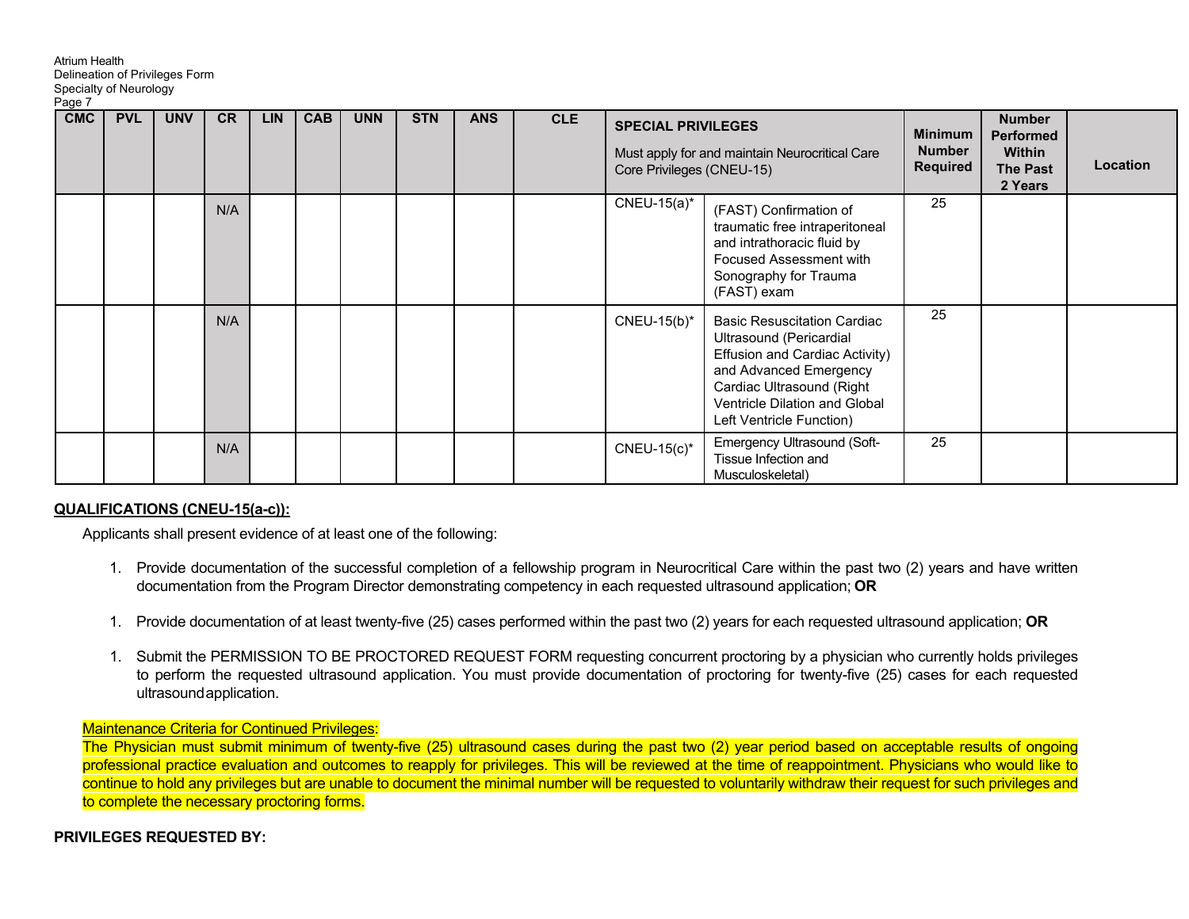| CMC | PVL | UNV | CR | LIN | CAB | UNN | STN | ANS | CLE | SPECIAL PRIVILEGES<br>Must apply for and maintain Neurocritical Care Core Privileges (CNEU-15) | | Minimum Number Required | Number Performed Within The Past 2 Years | Location |
|---|---|---|---|---|---|---|---|---|---|---|---|---|---|---|
| | | | N/A | | | | | | | CNEU-15(a)* | (FAST) Confirmation of traumatic free intraperitoneal and intrathoracic fluid by Focused Assessment with Sonography for Trauma (FAST) exam | 25 | | |
| | | | N/A | | | | | | | CNEU-15(b)* | Basic Resuscitation Cardiac Ultrasound (Pericardial Effusion and Cardiac Activity) and Advanced Emergency Cardiac Ultrasound (Right Ventricle Dilation and Global Left Ventricle Function) | 25 | | |
| | | | N/A | | | | | | | CNEU-15(c)* | Emergency Ultrasound (Soft-Tissue Infection and Musculoskeletal) | 25 | | |

**QUALIFICATIONS (CNEU-15(a-c)):**

Applicants shall present evidence of at least one of the following:

1. Provide documentation of the successful completion of a fellowship program in Neurocritical Care within the past two (2) years and have written documentation from the Program Director demonstrating competency in each requested ultrasound application; **OR**

1. Provide documentation of at least twenty-five (25) cases performed within the past two (2) years for each requested ultrasound application; **OR**

1. Submit the PERMISSION TO BE PROCTORED REQUEST FORM requesting concurrent proctoring by a physician who currently holds privileges to perform the requested ultrasound application. You must provide documentation of proctoring for twenty-five (25) cases for each requested ultrasound application.

Maintenance Criteria for Continued Privileges:
The Physician must submit minimum of twenty-five (25) ultrasound cases during the past two (2) year period based on acceptable results of ongoing professional practice evaluation and outcomes to reapply for privileges. This will be reviewed at the time of reappointment. Physicians who would like to continue to hold any privileges but are unable to document the minimal number will be requested to voluntarily withdraw their request for such privileges and to complete the necessary proctoring forms.

**PRIVILEGES REQUESTED BY:**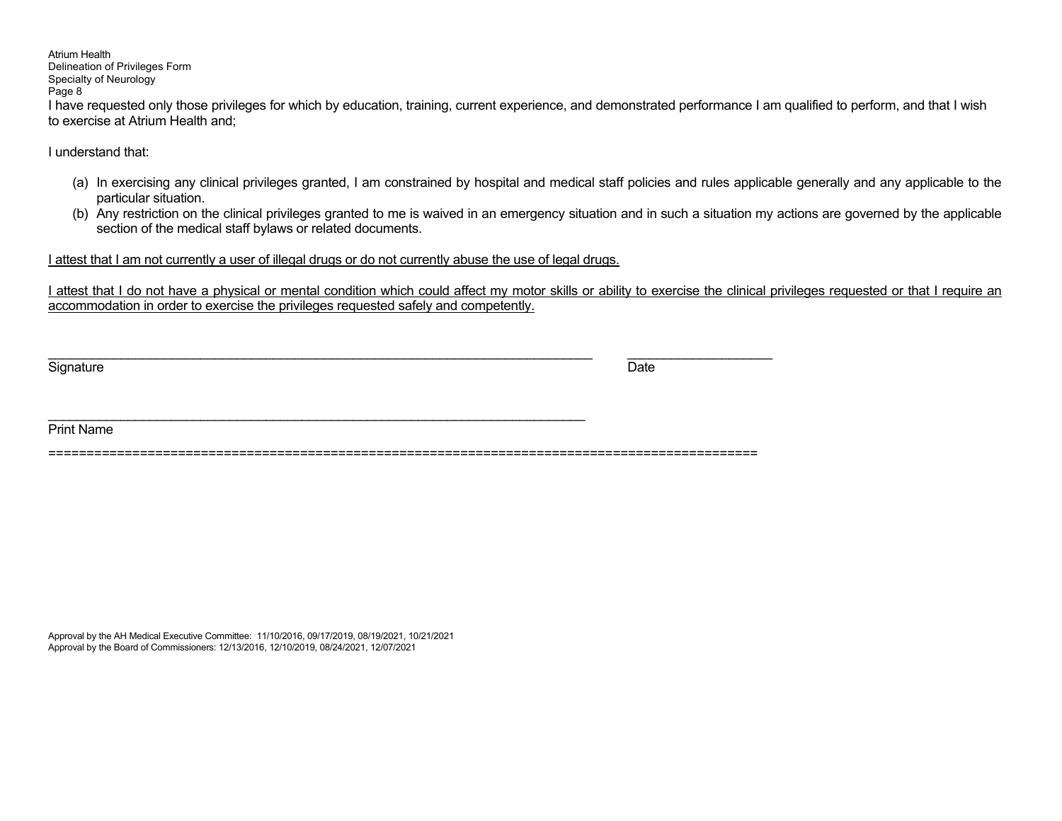I have requested only those privileges for which by education, training, current experience, and demonstrated performance I am qualified to perform, and that I wish to exercise at Atrium Health and;

I understand that:

(a) In exercising any clinical privileges granted, I am constrained by hospital and medical staff policies and rules applicable generally and any applicable to the particular situation.
(b) Any restriction on the clinical privileges granted to me is waived in an emergency situation and in such a situation my actions are governed by the applicable section of the medical staff bylaws or related documents.

<u>I attest that I am not currently a user of illegal drugs or do not currently abuse the use of legal drugs.</u>

<u>I attest that I do not have a physical or mental condition which could affect my motor skills or ability to exercise the clinical privileges requested or that I require an accommodation in order to exercise the privileges requested safely and competently.</u>

_______________________________________________________________________________ ______________________

Signature Date

_______________________________________________________________________________

Print Name

==========================================================================================

Approval by the AH Medical Executive Committee: 11/10/2016, 09/17/2019, 08/19/2021, 10/21/2021
Approval by the Board of Commissioners: 12/13/2016, 12/10/2019, 08/24/2021, 12/07/2021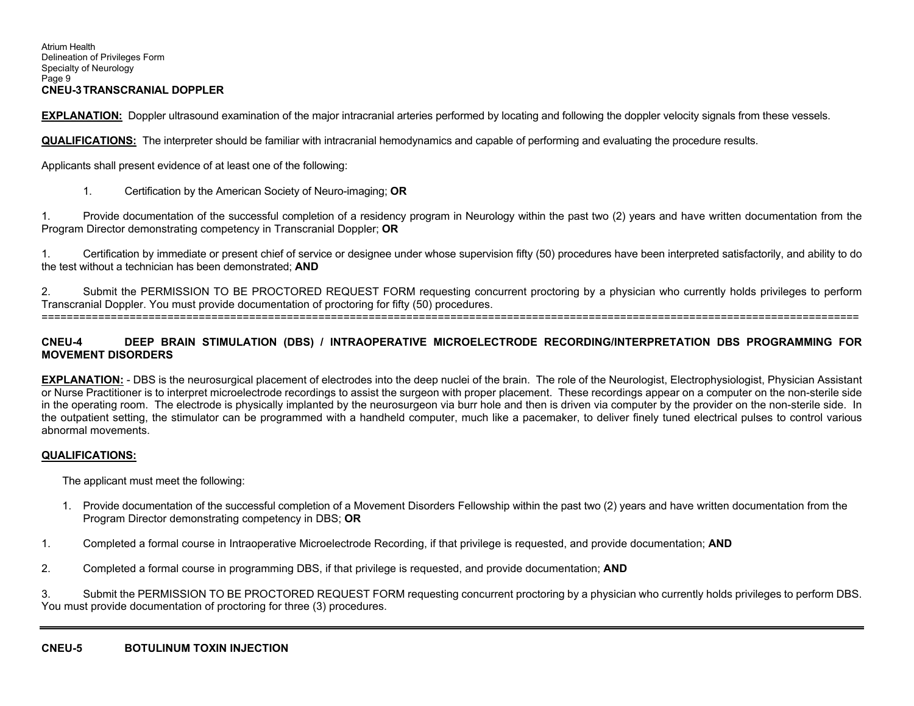## CNEU-3 TRANSCRANIAL DOPPLER

**EXPLANATION:** Doppler ultrasound examination of the major intracranial arteries performed by locating and following the doppler velocity signals from these vessels.

**QUALIFICATIONS:** The interpreter should be familiar with intracranial hemodynamics and capable of performing and evaluating the procedure results.

Applicants shall present evidence of at least one of the following:

1. Certification by the American Society of Neuro-imaging; **OR**

1. Provide documentation of the successful completion of a residency program in Neurology within the past two (2) years and have written documentation from the Program Director demonstrating competency in Transcranial Doppler; **OR**

1. Certification by immediate or present chief of service or designee under whose supervision fifty (50) procedures have been interpreted satisfactorily, and ability to do the test without a technician has been demonstrated; **AND**

2. Submit the PERMISSION TO BE PROCTORED REQUEST FORM requesting concurrent proctoring by a physician who currently holds privileges to perform Transcranial Doppler. You must provide documentation of proctoring for fifty (50) procedures.

---

## CNEU-4 DEEP BRAIN STIMULATION (DBS) / INTRAOPERATIVE MICROELECTRODE RECORDING/INTERPRETATION DBS PROGRAMMING FOR MOVEMENT DISORDERS

**EXPLANATION:** - DBS is the neurosurgical placement of electrodes into the deep nuclei of the brain. The role of the Neurologist, Electrophysiologist, Physician Assistant or Nurse Practitioner is to interpret microelectrode recordings to assist the surgeon with proper placement. These recordings appear on a computer on the non-sterile side in the operating room. The electrode is physically implanted by the neurosurgeon via burr hole and then is driven via computer by the provider on the non-sterile side. In the outpatient setting, the stimulator can be programmed with a handheld computer, much like a pacemaker, to deliver finely tuned electrical pulses to control various abnormal movements.

**QUALIFICATIONS:**

The applicant must meet the following:

1. Provide documentation of the successful completion of a Movement Disorders Fellowship within the past two (2) years and have written documentation from the Program Director demonstrating competency in DBS; **OR**

1. Completed a formal course in Intraoperative Microelectrode Recording, if that privilege is requested, and provide documentation; **AND**

2. Completed a formal course in programming DBS, if that privilege is requested, and provide documentation; **AND**

3. Submit the PERMISSION TO BE PROCTORED REQUEST FORM requesting concurrent proctoring by a physician who currently holds privileges to perform DBS. You must provide documentation of proctoring for three (3) procedures.

---

## CNEU-5 BOTULINUM TOXIN INJECTION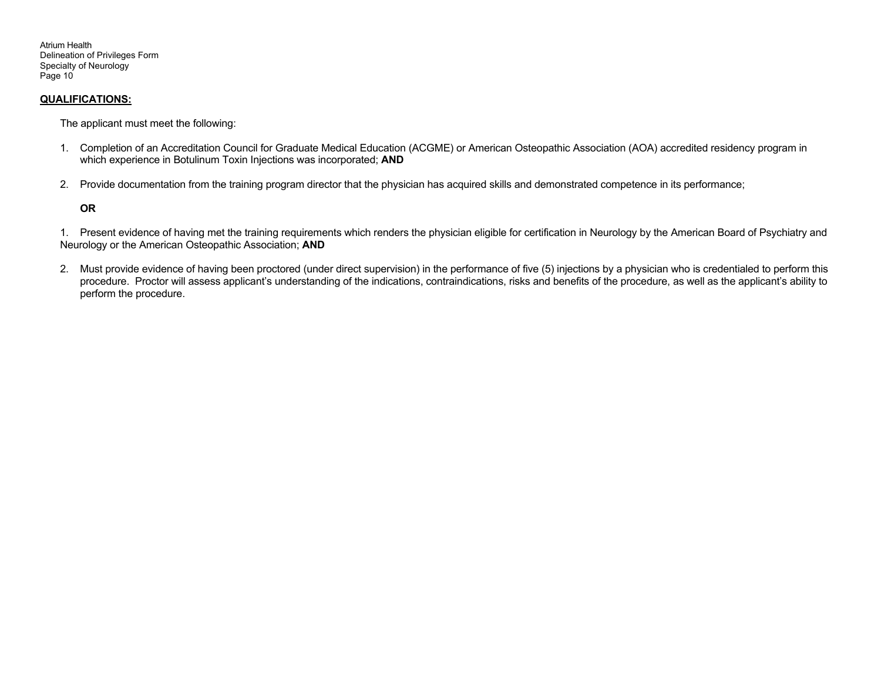**QUALIFICATIONS:**

The applicant must meet the following:

1. Completion of an Accreditation Council for Graduate Medical Education (ACGME) or American Osteopathic Association (AOA) accredited residency program in which experience in Botulinum Toxin Injections was incorporated; **AND**

2. Provide documentation from the training program director that the physician has acquired skills and demonstrated competence in its performance;

**OR**

1. Present evidence of having met the training requirements which renders the physician eligible for certification in Neurology by the American Board of Psychiatry and Neurology or the American Osteopathic Association; **AND**

2. Must provide evidence of having been proctored (under direct supervision) in the performance of five (5) injections by a physician who is credentialed to perform this procedure. Proctor will assess applicant's understanding of the indications, contraindications, risks and benefits of the procedure, as well as the applicant's ability to perform the procedure.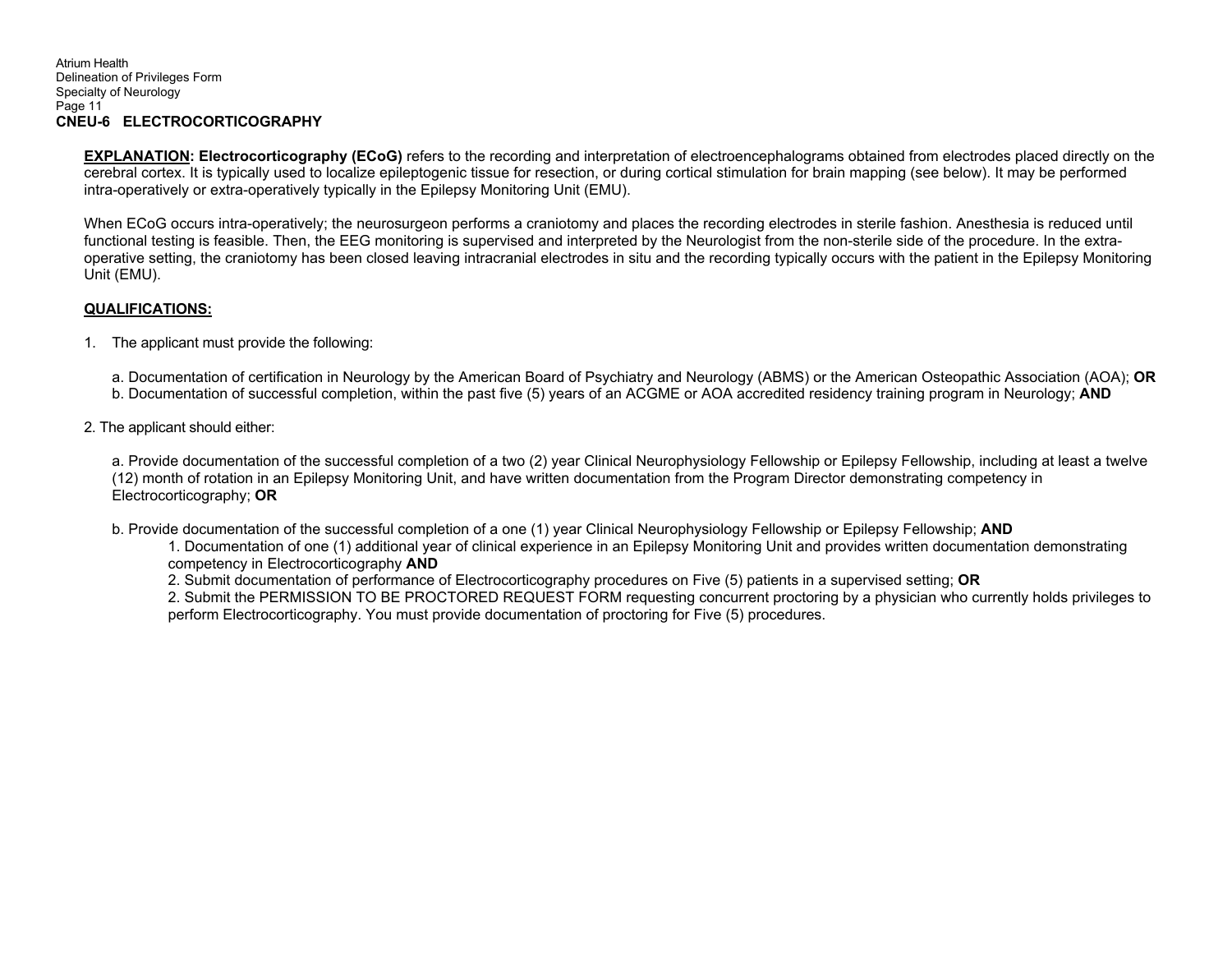## CNEU-6 ELECTROCORTICOGRAPHY

**EXPLANATION: Electrocorticography (ECoG)** refers to the recording and interpretation of electroencephalograms obtained from electrodes placed directly on the cerebral cortex. It is typically used to localize epileptogenic tissue for resection, or during cortical stimulation for brain mapping (see below). It may be performed intra-operatively or extra-operatively typically in the Epilepsy Monitoring Unit (EMU).

When ECoG occurs intra-operatively; the neurosurgeon performs a craniotomy and places the recording electrodes in sterile fashion. Anesthesia is reduced until functional testing is feasible. Then, the EEG monitoring is supervised and interpreted by the Neurologist from the non-sterile side of the procedure. In the extra-operative setting, the craniotomy has been closed leaving intracranial electrodes in situ and the recording typically occurs with the patient in the Epilepsy Monitoring Unit (EMU).

**QUALIFICATIONS:**

1. The applicant must provide the following:

   a. Documentation of certification in Neurology by the American Board of Psychiatry and Neurology (ABMS) or the American Osteopathic Association (AOA); **OR**
   b. Documentation of successful completion, within the past five (5) years of an ACGME or AOA accredited residency training program in Neurology; **AND**

2. The applicant should either:

   a. Provide documentation of the successful completion of a two (2) year Clinical Neurophysiology Fellowship or Epilepsy Fellowship, including at least a twelve (12) month of rotation in an Epilepsy Monitoring Unit, and have written documentation from the Program Director demonstrating competency in Electrocorticography; **OR**

   b. Provide documentation of the successful completion of a one (1) year Clinical Neurophysiology Fellowship or Epilepsy Fellowship; **AND**
      1. Documentation of one (1) additional year of clinical experience in an Epilepsy Monitoring Unit and provides written documentation demonstrating competency in Electrocorticography **AND**
      2. Submit documentation of performance of Electrocorticography procedures on Five (5) patients in a supervised setting; **OR**
      2. Submit the PERMISSION TO BE PROCTORED REQUEST FORM requesting concurrent proctoring by a physician who currently holds privileges to perform Electrocorticography. You must provide documentation of proctoring for Five (5) procedures.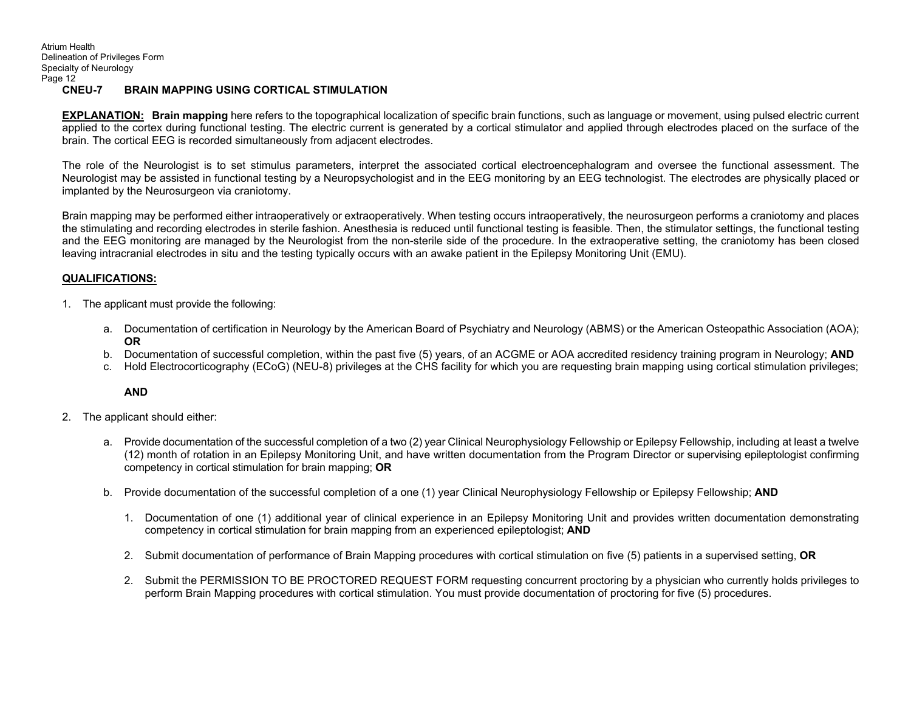## CNEU-7 BRAIN MAPPING USING CORTICAL STIMULATION

**<u>EXPLANATION:</u>** **Brain mapping** here refers to the topographical localization of specific brain functions, such as language or movement, using pulsed electric current applied to the cortex during functional testing. The electric current is generated by a cortical stimulator and applied through electrodes placed on the surface of the brain. The cortical EEG is recorded simultaneously from adjacent electrodes.

The role of the Neurologist is to set stimulus parameters, interpret the associated cortical electroencephalogram and oversee the functional assessment. The Neurologist may be assisted in functional testing by a Neuropsychologist and in the EEG monitoring by an EEG technologist. The electrodes are physically placed or implanted by the Neurosurgeon via craniotomy.

Brain mapping may be performed either intraoperatively or extraoperatively. When testing occurs intraoperatively, the neurosurgeon performs a craniotomy and places the stimulating and recording electrodes in sterile fashion. Anesthesia is reduced until functional testing is feasible. Then, the stimulator settings, the functional testing and the EEG monitoring are managed by the Neurologist from the non-sterile side of the procedure. In the extraoperative setting, the craniotomy has been closed leaving intracranial electrodes in situ and the testing typically occurs with an awake patient in the Epilepsy Monitoring Unit (EMU).

**<u>QUALIFICATIONS:</u>**

1. The applicant must provide the following:

   a. Documentation of certification in Neurology by the American Board of Psychiatry and Neurology (ABMS) or the American Osteopathic Association (AOA); **OR**
   
   b. Documentation of successful completion, within the past five (5) years, of an ACGME or AOA accredited residency training program in Neurology; **AND**
   
   c. Hold Electrocorticography (ECoG) (NEU-8) privileges at the CHS facility for which you are requesting brain mapping using cortical stimulation privileges;

   **AND**

2. The applicant should either:

   a. Provide documentation of the successful completion of a two (2) year Clinical Neurophysiology Fellowship or Epilepsy Fellowship, including at least a twelve (12) month of rotation in an Epilepsy Monitoring Unit, and have written documentation from the Program Director or supervising epileptologist confirming competency in cortical stimulation for brain mapping; **OR**

   b. Provide documentation of the successful completion of a one (1) year Clinical Neurophysiology Fellowship or Epilepsy Fellowship; **AND**

      1. Documentation of one (1) additional year of clinical experience in an Epilepsy Monitoring Unit and provides written documentation demonstrating competency in cortical stimulation for brain mapping from an experienced epileptologist; **AND**

      2. Submit documentation of performance of Brain Mapping procedures with cortical stimulation on five (5) patients in a supervised setting, **OR**

      2. Submit the PERMISSION TO BE PROCTORED REQUEST FORM requesting concurrent proctoring by a physician who currently holds privileges to perform Brain Mapping procedures with cortical stimulation. You must provide documentation of proctoring for five (5) procedures.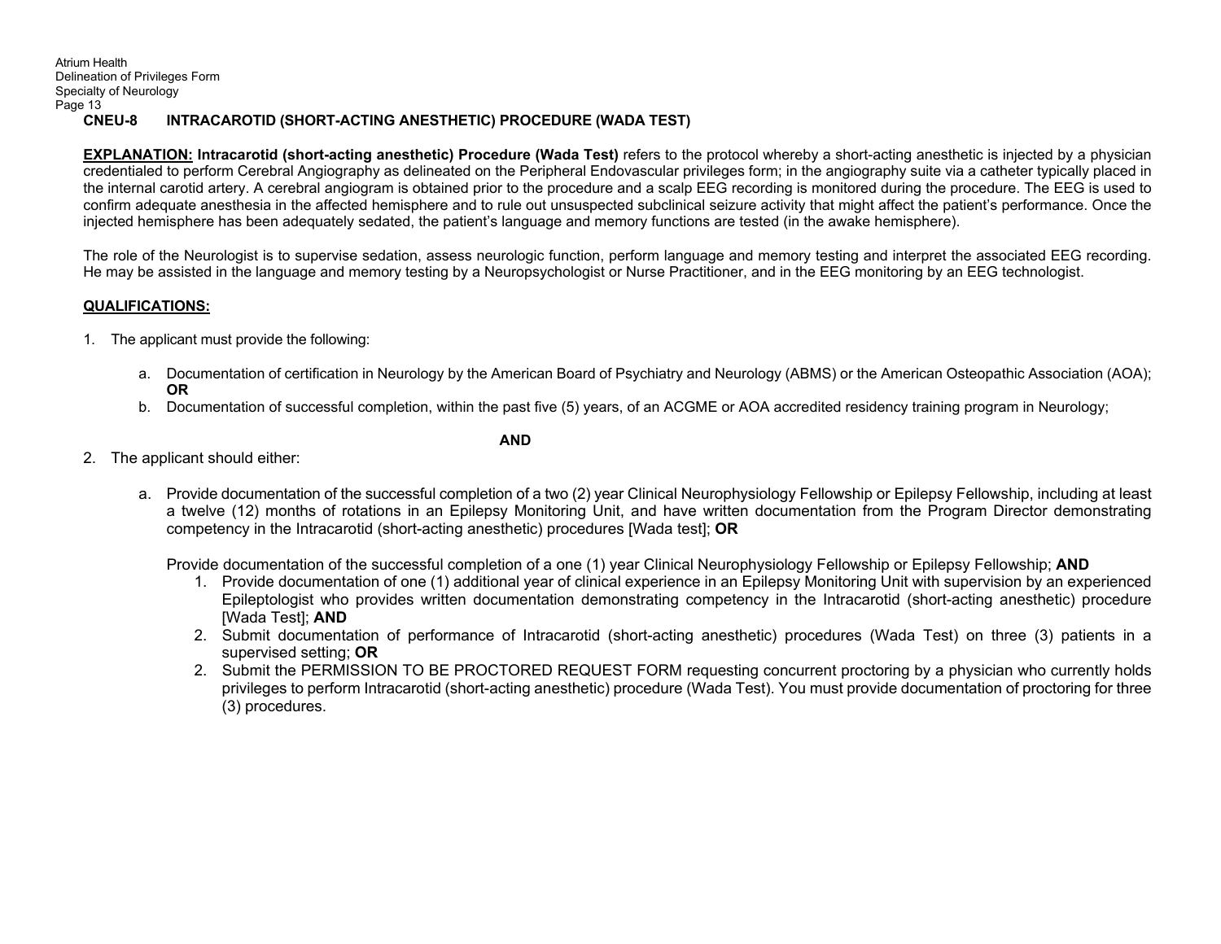## CNEU-8 INTRACAROTID (SHORT-ACTING ANESTHETIC) PROCEDURE (WADA TEST)

**EXPLANATION: Intracarotid (short-acting anesthetic) Procedure (Wada Test)** refers to the protocol whereby a short-acting anesthetic is injected by a physician credentialed to perform Cerebral Angiography as delineated on the Peripheral Endovascular privileges form; in the angiography suite via a catheter typically placed in the internal carotid artery. A cerebral angiogram is obtained prior to the procedure and a scalp EEG recording is monitored during the procedure. The EEG is used to confirm adequate anesthesia in the affected hemisphere and to rule out unsuspected subclinical seizure activity that might affect the patient's performance. Once the injected hemisphere has been adequately sedated, the patient's language and memory functions are tested (in the awake hemisphere).

The role of the Neurologist is to supervise sedation, assess neurologic function, perform language and memory testing and interpret the associated EEG recording. He may be assisted in the language and memory testing by a Neuropsychologist or Nurse Practitioner, and in the EEG monitoring by an EEG technologist.

**QUALIFICATIONS:**

1. The applicant must provide the following:

   a. Documentation of certification in Neurology by the American Board of Psychiatry and Neurology (ABMS) or the American Osteopathic Association (AOA); **OR**

   b. Documentation of successful completion, within the past five (5) years, of an ACGME or AOA accredited residency training program in Neurology;

**AND**

2. The applicant should either:

   a. Provide documentation of the successful completion of a two (2) year Clinical Neurophysiology Fellowship or Epilepsy Fellowship, including at least a twelve (12) months of rotations in an Epilepsy Monitoring Unit, and have written documentation from the Program Director demonstrating competency in the Intracarotid (short-acting anesthetic) procedures [Wada test]; **OR**

   Provide documentation of the successful completion of a one (1) year Clinical Neurophysiology Fellowship or Epilepsy Fellowship; **AND**

   1. Provide documentation of one (1) additional year of clinical experience in an Epilepsy Monitoring Unit with supervision by an experienced Epileptologist who provides written documentation demonstrating competency in the Intracarotid (short-acting anesthetic) procedure [Wada Test]; **AND**
   2. Submit documentation of performance of Intracarotid (short-acting anesthetic) procedures (Wada Test) on three (3) patients in a supervised setting; **OR**
   2. Submit the PERMISSION TO BE PROCTORED REQUEST FORM requesting concurrent proctoring by a physician who currently holds privileges to perform Intracarotid (short-acting anesthetic) procedure (Wada Test). You must provide documentation of proctoring for three (3) procedures.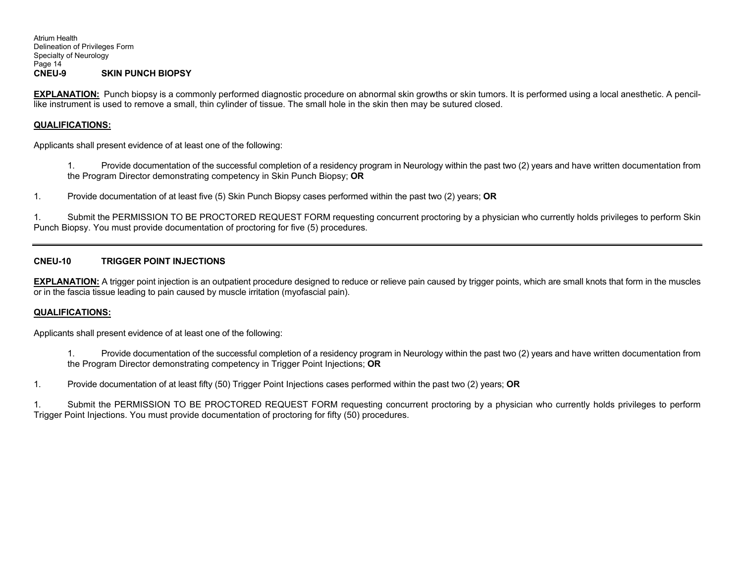## CNEU-9 SKIN PUNCH BIOPSY

**EXPLANATION:** Punch biopsy is a commonly performed diagnostic procedure on abnormal skin growths or skin tumors. It is performed using a local anesthetic. A pencil-like instrument is used to remove a small, thin cylinder of tissue. The small hole in the skin then may be sutured closed.

**QUALIFICATIONS:**

Applicants shall present evidence of at least one of the following:

1. Provide documentation of the successful completion of a residency program in Neurology within the past two (2) years and have written documentation from the Program Director demonstrating competency in Skin Punch Biopsy; **OR**

1. Provide documentation of at least five (5) Skin Punch Biopsy cases performed within the past two (2) years; **OR**

1. Submit the PERMISSION TO BE PROCTORED REQUEST FORM requesting concurrent proctoring by a physician who currently holds privileges to perform Skin Punch Biopsy. You must provide documentation of proctoring for five (5) procedures.

---

## CNEU-10 TRIGGER POINT INJECTIONS

**EXPLANATION:** A trigger point injection is an outpatient procedure designed to reduce or relieve pain caused by trigger points, which are small knots that form in the muscles or in the fascia tissue leading to pain caused by muscle irritation (myofascial pain).

**QUALIFICATIONS:**

Applicants shall present evidence of at least one of the following:

1. Provide documentation of the successful completion of a residency program in Neurology within the past two (2) years and have written documentation from the Program Director demonstrating competency in Trigger Point Injections; **OR**

1. Provide documentation of at least fifty (50) Trigger Point Injections cases performed within the past two (2) years; **OR**

1. Submit the PERMISSION TO BE PROCTORED REQUEST FORM requesting concurrent proctoring by a physician who currently holds privileges to perform Trigger Point Injections. You must provide documentation of proctoring for fifty (50) procedures.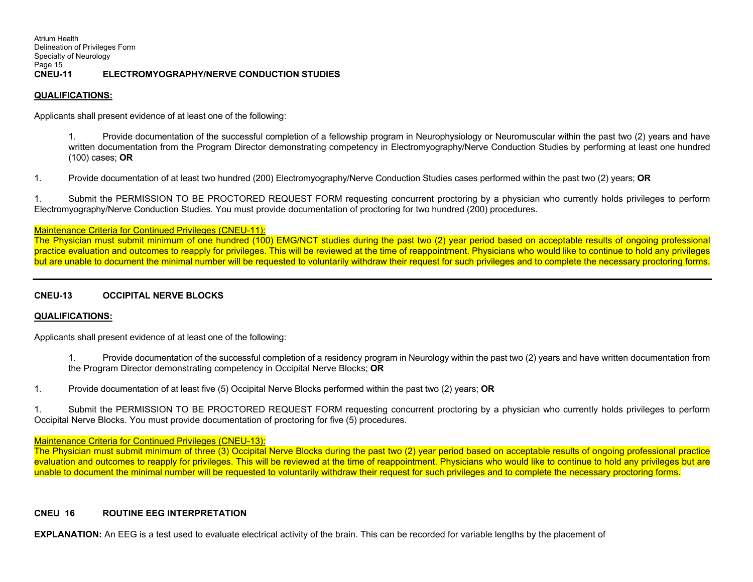## CNEU-11 ELECTROMYOGRAPHY/NERVE CONDUCTION STUDIES

**QUALIFICATIONS:**

Applicants shall present evidence of at least one of the following:

1. Provide documentation of the successful completion of a fellowship program in Neurophysiology or Neuromuscular within the past two (2) years and have written documentation from the Program Director demonstrating competency in Electromyography/Nerve Conduction Studies by performing at least one hundred (100) cases; **OR**

1. Provide documentation of at least two hundred (200) Electromyography/Nerve Conduction Studies cases performed within the past two (2) years; **OR**

1. Submit the PERMISSION TO BE PROCTORED REQUEST FORM requesting concurrent proctoring by a physician who currently holds privileges to perform Electromyography/Nerve Conduction Studies. You must provide documentation of proctoring for two hundred (200) procedures.

Maintenance Criteria for Continued Privileges (CNEU-11):

The Physician must submit minimum of one hundred (100) EMG/NCT studies during the past two (2) year period based on acceptable results of ongoing professional practice evaluation and outcomes to reapply for privileges. This will be reviewed at the time of reappointment. Physicians who would like to continue to hold any privileges but are unable to document the minimal number will be requested to voluntarily withdraw their request for such privileges and to complete the necessary proctoring forms.

---

## CNEU-13 OCCIPITAL NERVE BLOCKS

**QUALIFICATIONS:**

Applicants shall present evidence of at least one of the following:

1. Provide documentation of the successful completion of a residency program in Neurology within the past two (2) years and have written documentation from the Program Director demonstrating competency in Occipital Nerve Blocks; **OR**

1. Provide documentation of at least five (5) Occipital Nerve Blocks performed within the past two (2) years; **OR**

1. Submit the PERMISSION TO BE PROCTORED REQUEST FORM requesting concurrent proctoring by a physician who currently holds privileges to perform Occipital Nerve Blocks. You must provide documentation of proctoring for five (5) procedures.

Maintenance Criteria for Continued Privileges (CNEU-13):

The Physician must submit minimum of three (3) Occipital Nerve Blocks during the past two (2) year period based on acceptable results of ongoing professional practice evaluation and outcomes to reapply for privileges. This will be reviewed at the time of reappointment. Physicians who would like to continue to hold any privileges but are unable to document the minimal number will be requested to voluntarily withdraw their request for such privileges and to complete the necessary proctoring forms.

## CNEU 16 ROUTINE EEG INTERPRETATION

**EXPLANATION:** An EEG is a test used to evaluate electrical activity of the brain. This can be recorded for variable lengths by the placement of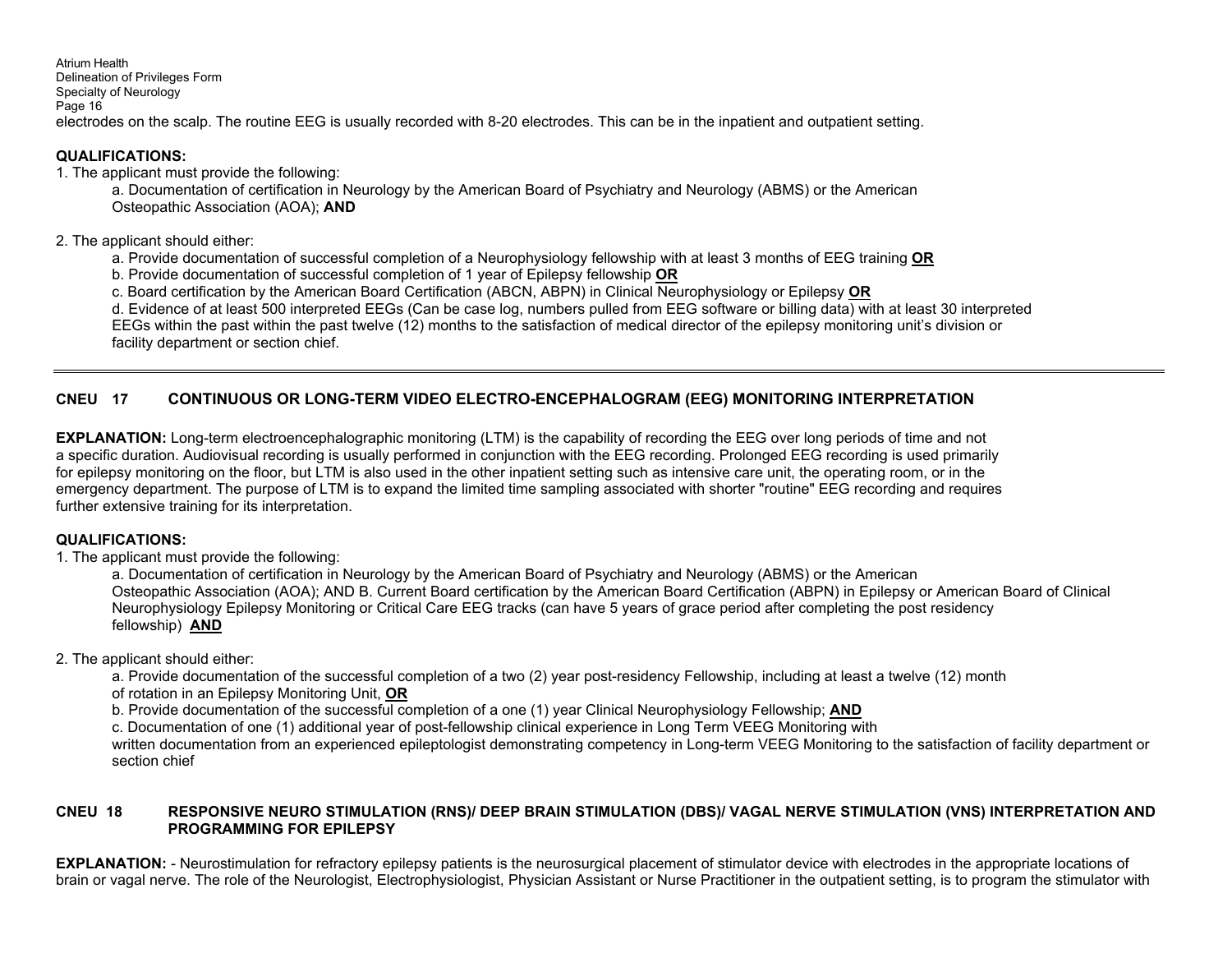electrodes on the scalp. The routine EEG is usually recorded with 8-20 electrodes. This can be in the inpatient and outpatient setting.

**QUALIFICATIONS:**

1. The applicant must provide the following:

   a. Documentation of certification in Neurology by the American Board of Psychiatry and Neurology (ABMS) or the American Osteopathic Association (AOA); **AND**

2. The applicant should either:

   a. Provide documentation of successful completion of a Neurophysiology fellowship with at least 3 months of EEG training **OR**

   b. Provide documentation of successful completion of 1 year of Epilepsy fellowship **OR**

   c. Board certification by the American Board Certification (ABCN, ABPN) in Clinical Neurophysiology or Epilepsy **OR**

   d. Evidence of at least 500 interpreted EEGs (Can be case log, numbers pulled from EEG software or billing data) with at least 30 interpreted EEGs within the past within the past twelve (12) months to the satisfaction of medical director of the epilepsy monitoring unit's division or facility department or section chief.

---

## CNEU 17 CONTINUOUS OR LONG-TERM VIDEO ELECTRO-ENCEPHALOGRAM (EEG) MONITORING INTERPRETATION

**EXPLANATION:** Long-term electroencephalographic monitoring (LTM) is the capability of recording the EEG over long periods of time and not a specific duration. Audiovisual recording is usually performed in conjunction with the EEG recording. Prolonged EEG recording is used primarily for epilepsy monitoring on the floor, but LTM is also used in the other inpatient setting such as intensive care unit, the operating room, or in the emergency department. The purpose of LTM is to expand the limited time sampling associated with shorter "routine" EEG recording and requires further extensive training for its interpretation.

**QUALIFICATIONS:**

1. The applicant must provide the following:

   a. Documentation of certification in Neurology by the American Board of Psychiatry and Neurology (ABMS) or the American Osteopathic Association (AOA); AND B. Current Board certification by the American Board Certification (ABPN) in Epilepsy or American Board of Clinical Neurophysiology Epilepsy Monitoring or Critical Care EEG tracks (can have 5 years of grace period after completing the post residency fellowship) **AND**

2. The applicant should either:

   a. Provide documentation of the successful completion of a two (2) year post-residency Fellowship, including at least a twelve (12) month of rotation in an Epilepsy Monitoring Unit, **OR**

   b. Provide documentation of the successful completion of a one (1) year Clinical Neurophysiology Fellowship; **AND**

   c. Documentation of one (1) additional year of post-fellowship clinical experience in Long Term VEEG Monitoring with written documentation from an experienced epileptologist demonstrating competency in Long-term VEEG Monitoring to the satisfaction of facility department or section chief

## CNEU 18 RESPONSIVE NEURO STIMULATION (RNS)/ DEEP BRAIN STIMULATION (DBS)/ VAGAL NERVE STIMULATION (VNS) INTERPRETATION AND PROGRAMMING FOR EPILEPSY

**EXPLANATION:** - Neurostimulation for refractory epilepsy patients is the neurosurgical placement of stimulator device with electrodes in the appropriate locations of brain or vagal nerve. The role of the Neurologist, Electrophysiologist, Physician Assistant or Nurse Practitioner in the outpatient setting, is to program the stimulator with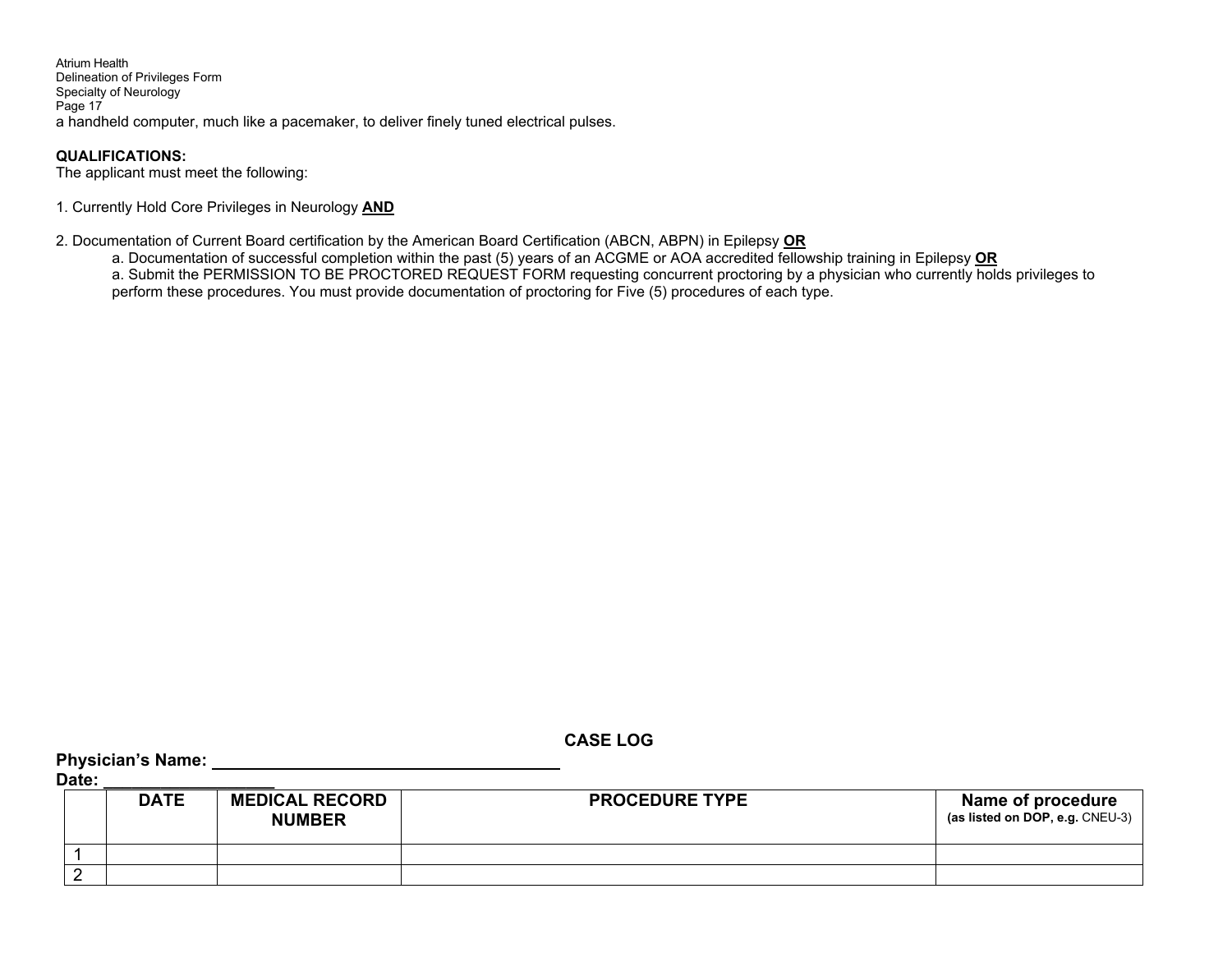a handheld computer, much like a pacemaker, to deliver finely tuned electrical pulses.

**QUALIFICATIONS:**
The applicant must meet the following:

1. Currently Hold Core Privileges in Neurology **AND**

2. Documentation of Current Board certification by the American Board Certification (ABCN, ABPN) in Epilepsy **OR**
   a. Documentation of successful completion within the past (5) years of an ACGME or AOA accredited fellowship training in Epilepsy **OR**
   a. Submit the PERMISSION TO BE PROCTORED REQUEST FORM requesting concurrent proctoring by a physician who currently holds privileges to perform these procedures. You must provide documentation of proctoring for Five (5) procedures of each type.

## CASE LOG

**Physician's Name: ___________________________________**
**Date: _________________**

| | DATE | MEDICAL RECORD NUMBER | PROCEDURE TYPE | Name of procedure **(as listed on DOP, e.g.** CNEU-3) |
|---|---|---|---|---|
| 1 | | | | |
| 2 | | | | |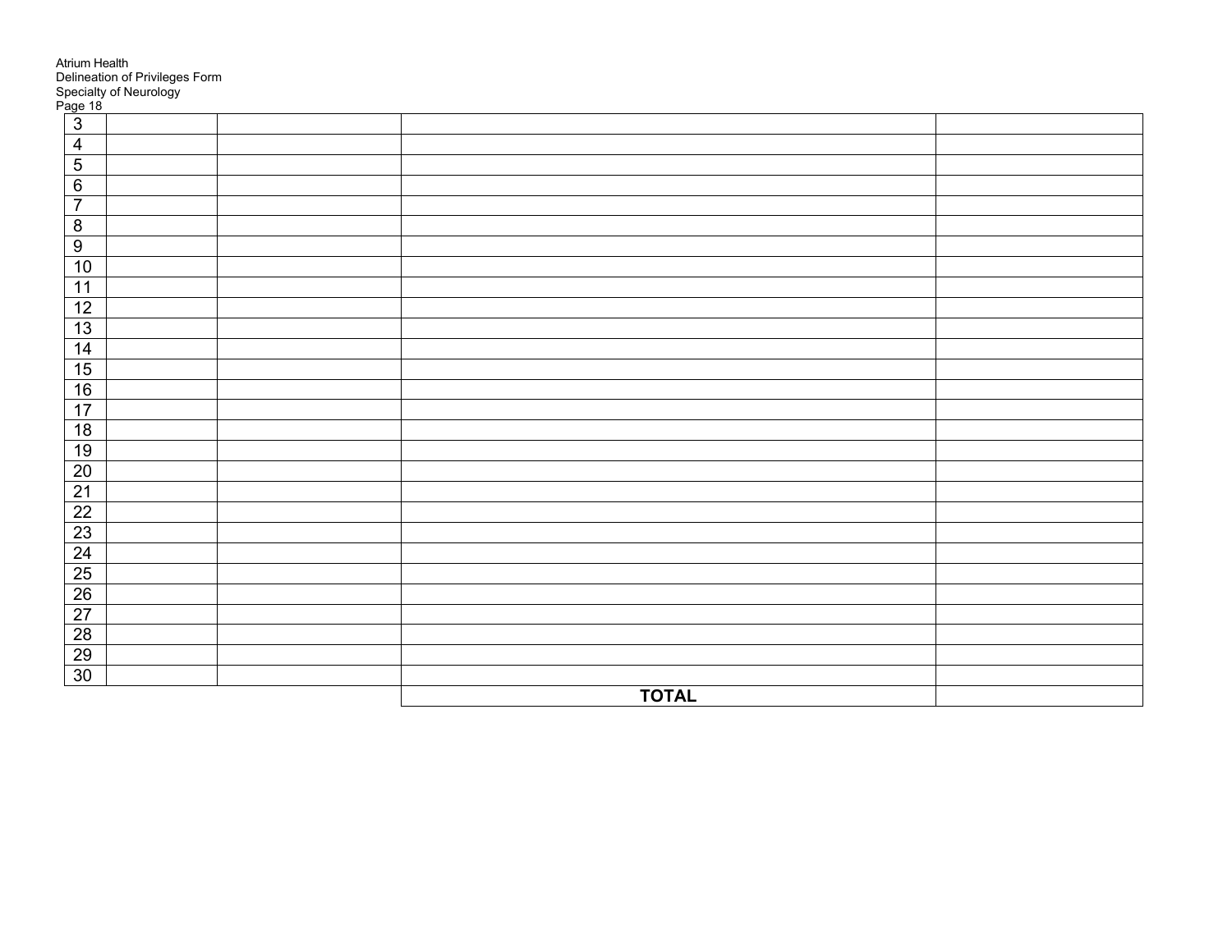| | | | | |
|---|---|---|---|---|
| 3 | | | | |
| 4 | | | | |
| 5 | | | | |
| 6 | | | | |
| 7 | | | | |
| 8 | | | | |
| 9 | | | | |
| 10 | | | | |
| 11 | | | | |
| 12 | | | | |
| 13 | | | | |
| 14 | | | | |
| 15 | | | | |
| 16 | | | | |
| 17 | | | | |
| 18 | | | | |
| 19 | | | | |
| 20 | | | | |
| 21 | | | | |
| 22 | | | | |
| 23 | | | | |
| 24 | | | | |
| 25 | | | | |
| 26 | | | | |
| 27 | | | | |
| 28 | | | | |
| 29 | | | | |
| 30 | | | | |
| | | | **TOTAL** | |